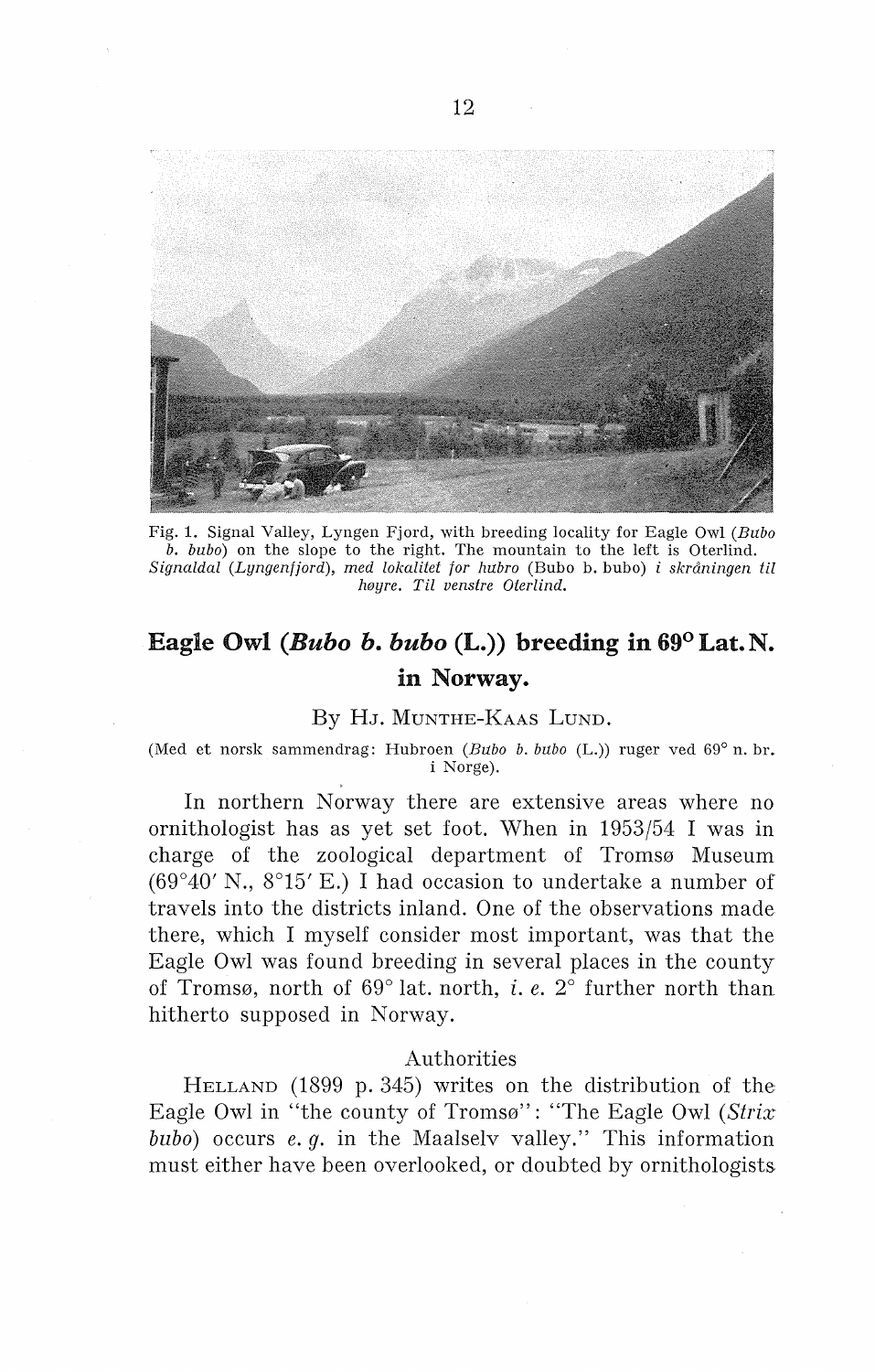Fig. 1. Signal Valley, Lyngen Fjord, with breeding locality for Eagle Owl (*Bubo b. bubo*) on the slope to the right. The mountain to the left is Oterlind. *Signaldal (Lyngenfjord), med lokalitet for hubro* (Bubo b. bubo) *i skråningen til høyre. Til venstre Oterlind.*

# Eagle Owl (*Bubo b. bubo* (L.)) breeding in 69° Lat. N. in Norway.

By HJ. MUNTHE-KAAS LUND.

(Med et norsk sammendrag: Hubroen (*Bubo b. bubo* (L.)) ruger ved 69° n. br. i Norge).

In northern Norway there are extensive areas where no ornithologist has as yet set foot. When in 1953/54 I was in charge of the zoological department of Tromsø Museum (69°40′ N., 8°15′ E.) I had occasion to undertake a number of travels into the districts inland. One of the observations made there, which I myself consider most important, was that the Eagle Owl was found breeding in several places in the county of Tromsø, north of 69° lat. north, *i. e.* 2° further north than hitherto supposed in Norway.

## Authorities

HELLAND (1899 p. 345) writes on the distribution of the Eagle Owl in "the county of Tromsø": "The Eagle Owl (*Strix bubo*) occurs *e. g.* in the Maalselv valley." This information must either have been overlooked, or doubted by ornithologists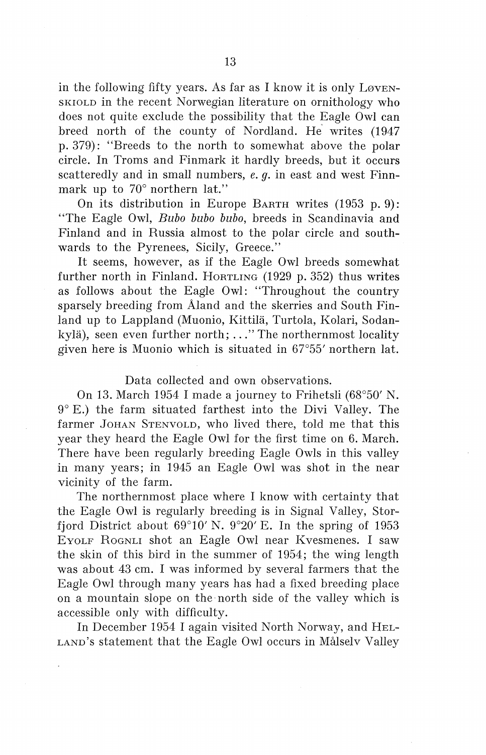in the following fifty years. As far as I know it is only Løvenskiold in the recent Norwegian literature on ornithology who does not quite exclude the possibility that the Eagle Owl can breed north of the county of Nordland. He writes (1947 p. 379): "Breeds to the north to somewhat above the polar circle. In Troms and Finmark it hardly breeds, but it occurs scatteredly and in small numbers, *e. g.* in east and west Finnmark up to 70° northern lat."

On its distribution in Europe Barth writes (1953 p. 9): "The Eagle Owl, *Bubo bubo bubo*, breeds in Scandinavia and Finland and in Russia almost to the polar circle and southwards to the Pyrenees, Sicily, Greece."

It seems, however, as if the Eagle Owl breeds somewhat further north in Finland. Hortling (1929 p. 352) thus writes as follows about the Eagle Owl: "Throughout the country sparsely breeding from Åland and the skerries and South Finland up to Lappland (Muonio, Kittilä, Turtola, Kolari, Sodankylä), seen even further north; . . ." The northernmost locality given here is Muonio which is situated in 67°55′ northern lat.

## Data collected and own observations.

On 13. March 1954 I made a journey to Frihetsli (68°50′ N. 9° E.) the farm situated farthest into the Divi Valley. The farmer Johan Stenvold, who lived there, told me that this year they heard the Eagle Owl for the first time on 6. March. There have been regularly breeding Eagle Owls in this valley in many years; in 1945 an Eagle Owl was shot in the near vicinity of the farm.

The northernmost place where I know with certainty that the Eagle Owl is regularly breeding is in Signal Valley, Storfjord District about 69°10′ N. 9°20′ E. In the spring of 1953 Eyolf Rognli shot an Eagle Owl near Kvesmenes. I saw the skin of this bird in the summer of 1954; the wing length was about 43 cm. I was informed by several farmers that the Eagle Owl through many years has had a fixed breeding place on a mountain slope on the north side of the valley which is accessible only with difficulty.

In December 1954 I again visited North Norway, and Helland's statement that the Eagle Owl occurs in Målselv Valley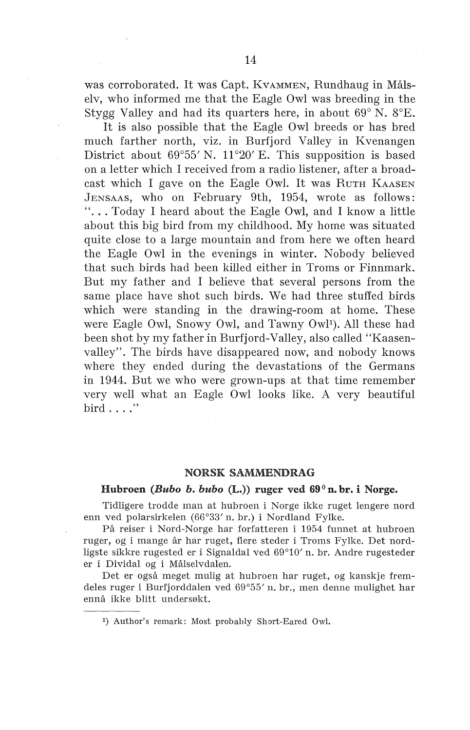was corroborated. It was Capt. KVAMMEN, Rundhaug in Målselv, who informed me that the Eagle Owl was breeding in the Stygg Valley and had its quarters here, in about 69° N. 8°E.

It is also possible that the Eagle Owl breeds or has bred much farther north, viz. in Burfjord Valley in Kvenangen District about 69°55′ N. 11°20′ E. This supposition is based on a letter which I received from a radio listener, after a broadcast which I gave on the Eagle Owl. It was RUTH KAASEN JENSAAS, who on February 9th, 1954, wrote as follows: "... Today I heard about the Eagle Owl, and I know a little about this big bird from my childhood. My home was situated quite close to a large mountain and from here we often heard the Eagle Owl in the evenings in winter. Nobody believed that such birds had been killed either in Troms or Finnmark. But my father and I believe that several persons from the same place have shot such birds. We had three stuffed birds which were standing in the drawing-room at home. These were Eagle Owl, Snowy Owl, and Tawny Owl[1]). All these had been shot by my father in Burfjord-Valley, also called "Kaasen-valley". The birds have disappeared now, and nobody knows where they ended during the devastations of the Germans in 1944. But we who were grown-ups at that time remember very well what an Eagle Owl looks like. A very beautiful bird ...."

## NORSK SAMMENDRAG

### Hubroen (*Bubo b. bubo* (L.)) ruger ved 69° n. br. i Norge.

Tidligere trodde man at hubroen i Norge ikke ruget lengere nord enn ved polarsirkelen (66°33′ n. br.) i Nordland Fylke.

På reiser i Nord-Norge har forfatteren i 1954 funnet at hubroen ruger, og i mange år har ruget, flere steder i Troms Fylke. Det nordligste sikkre rugested er i Signaldal ved 69°10′ n. br. Andre rugesteder er i Dividal og i Målselvdalen.

Det er også meget mulig at hubroen har ruget, og kanskje fremdeles ruger i Burfjorddalen ved 69°55′ n. br., men denne mulighet har ennå ikke blitt undersøkt.

---

[1]) Author's remark: Most probably Short-Eared Owl.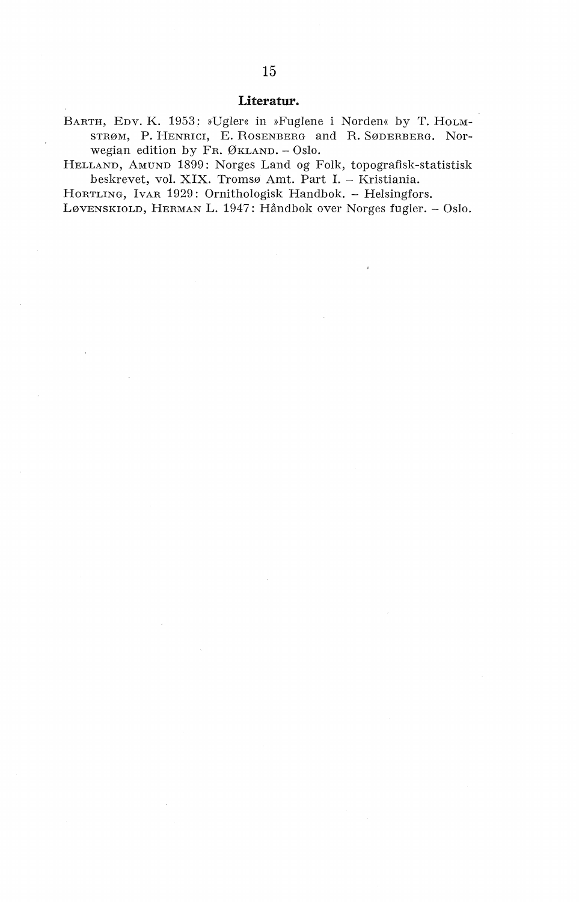## Literatur.

BARTH, EDV. K. 1953: »Ugler« in »Fuglene i Norden« by T. HOLMSTRØM, P. HENRICI, E. ROSENBERG and R. SØDERBERG. Norwegian edition by FR. ØKLAND. – Oslo.

HELLAND, AMUND 1899: Norges Land og Folk, topografisk-statistisk beskrevet, vol. XIX. Tromsø Amt. Part I. – Kristiania.

HORTLING, IVAR 1929: Ornithologisk Handbok. – Helsingfors.

LØVENSKIOLD, HERMAN L. 1947: Håndbok over Norges fugler. – Oslo.